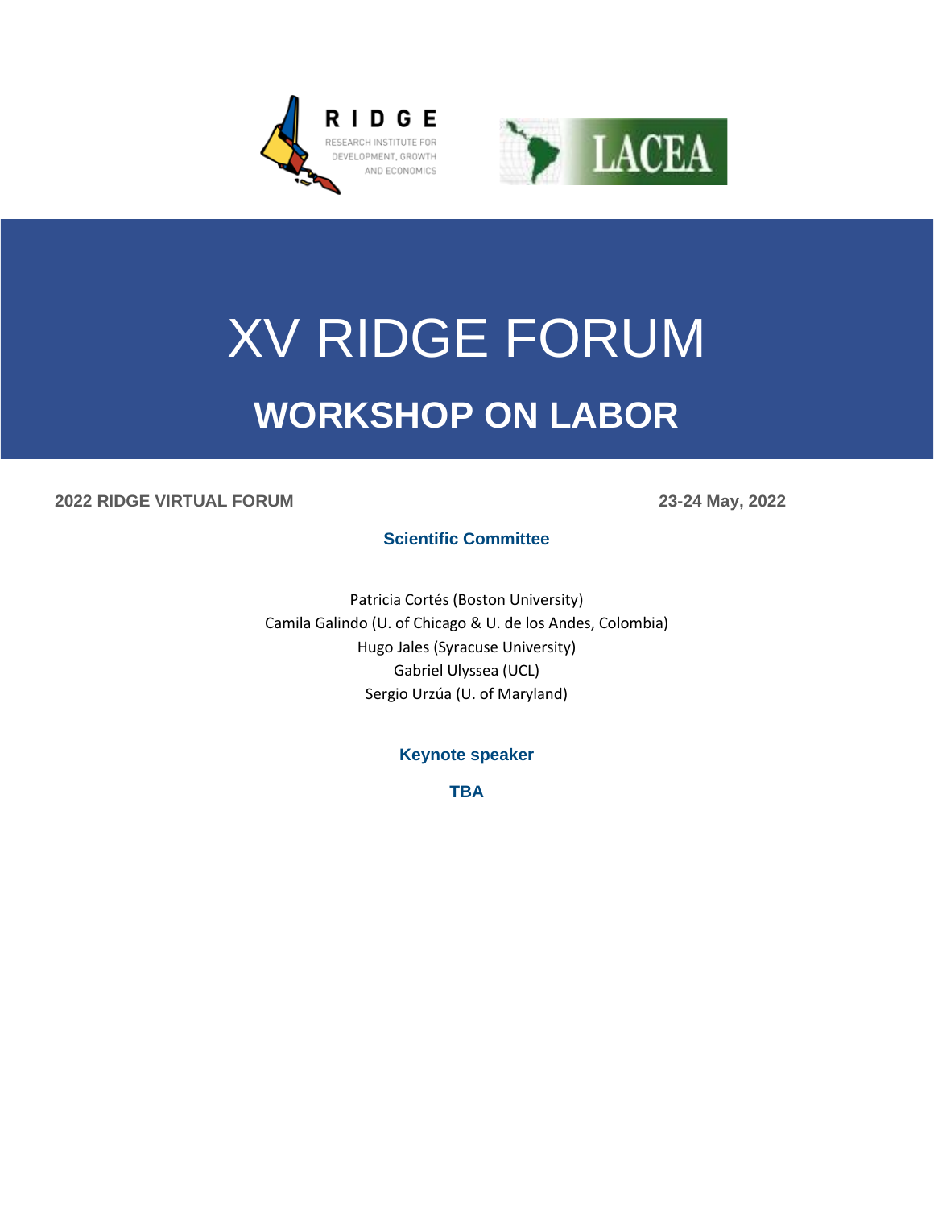# XV RIDGE FORUM

## WORKSHOP ON LABOR

**2022 RIDGE VIRTUAL FORUM** **23-24 May, 2022**

### Scientific Committee

Patricia Cortés (Boston University)
Camila Galindo (U. of Chicago & U. de los Andes, Colombia)
Hugo Jales (Syracuse University)
Gabriel Ulyssea (UCL)
Sergio Urzúa (U. of Maryland)

### Keynote speaker

**TBA**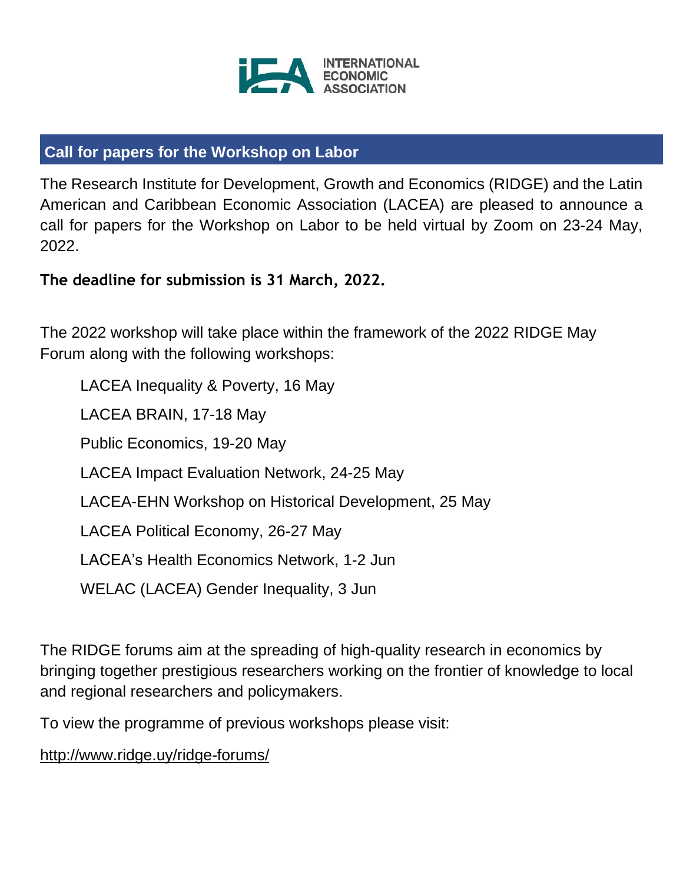INTERNATIONAL ECONOMIC ASSOCIATION

## Call for papers for the Workshop on Labor

The Research Institute for Development, Growth and Economics (RIDGE) and the Latin American and Caribbean Economic Association (LACEA) are pleased to announce a call for papers for the Workshop on Labor to be held virtual by Zoom on 23-24 May, 2022.

**The deadline for submission is 31 March, 2022.**

The 2022 workshop will take place within the framework of the 2022 RIDGE May Forum along with the following workshops:

- LACEA Inequality & Poverty, 16 May
- LACEA BRAIN, 17-18 May
- Public Economics, 19-20 May
- LACEA Impact Evaluation Network, 24-25 May
- LACEA-EHN Workshop on Historical Development, 25 May
- LACEA Political Economy, 26-27 May
- LACEA's Health Economics Network, 1-2 Jun
- WELAC (LACEA) Gender Inequality, 3 Jun

The RIDGE forums aim at the spreading of high-quality research in economics by bringing together prestigious researchers working on the frontier of knowledge to local and regional researchers and policymakers.

To view the programme of previous workshops please visit:

http://www.ridge.uy/ridge-forums/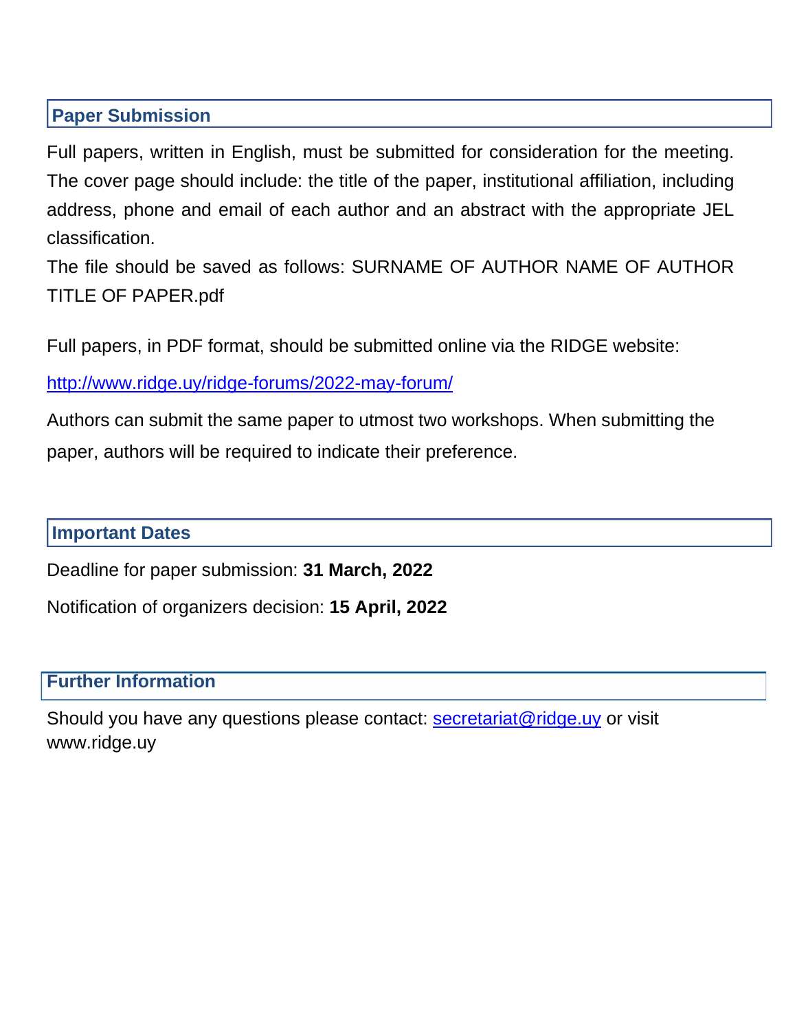## Paper Submission

Full papers, written in English, must be submitted for consideration for the meeting. The cover page should include: the title of the paper, institutional affiliation, including address, phone and email of each author and an abstract with the appropriate JEL classification.

The file should be saved as follows: SURNAME OF AUTHOR NAME OF AUTHOR TITLE OF PAPER.pdf

Full papers, in PDF format, should be submitted online via the RIDGE website:

http://www.ridge.uy/ridge-forums/2022-may-forum/

Authors can submit the same paper to utmost two workshops. When submitting the paper, authors will be required to indicate their preference.

## Important Dates

Deadline for paper submission: **31 March, 2022**

Notification of organizers decision: **15 April, 2022**

## Further Information

Should you have any questions please contact: secretariat@ridge.uy or visit www.ridge.uy